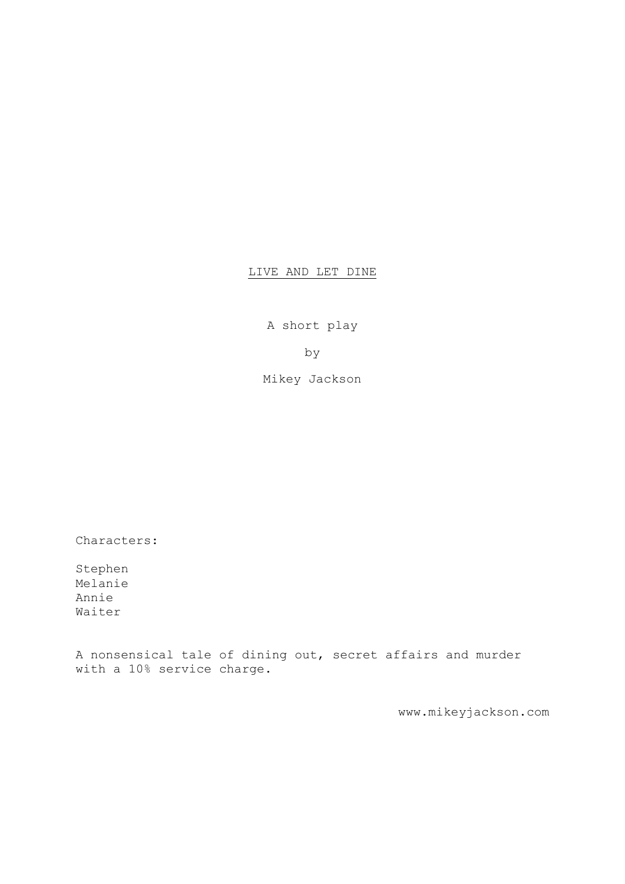# LIVE AND LET DINE

A short play

by

Mikey Jackson

Characters:

Stephen
Melanie
Annie
Waiter

A nonsensical tale of dining out, secret affairs and murder with a 10% service charge.

www.mikeyjackson.com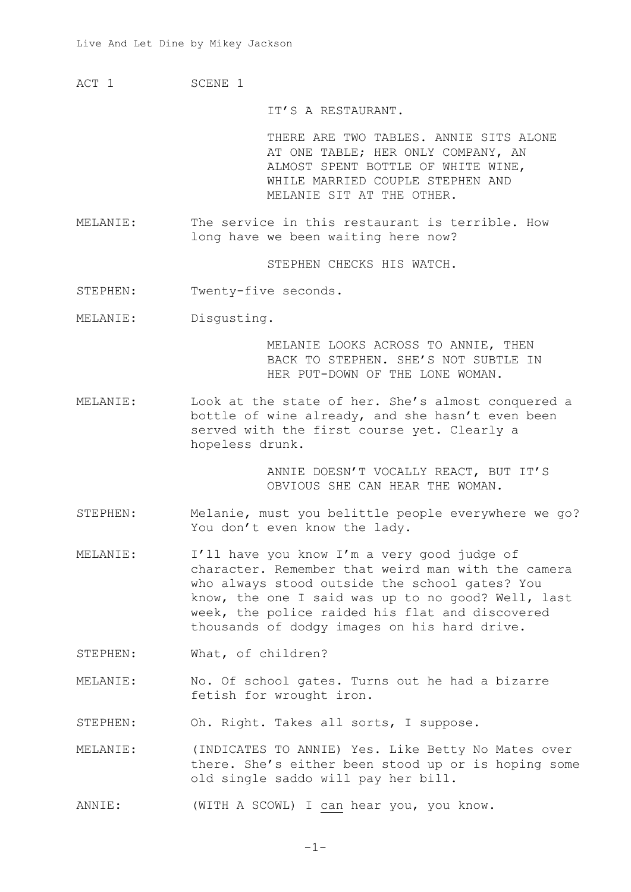ACT 1 SCENE 1

IT'S A RESTAURANT.

THERE ARE TWO TABLES. ANNIE SITS ALONE AT ONE TABLE; HER ONLY COMPANY, AN ALMOST SPENT BOTTLE OF WHITE WINE, WHILE MARRIED COUPLE STEPHEN AND MELANIE SIT AT THE OTHER.

MELANIE: The service in this restaurant is terrible. How long have we been waiting here now?

STEPHEN CHECKS HIS WATCH.

STEPHEN: Twenty-five seconds.

MELANIE: Disgusting.

MELANIE LOOKS ACROSS TO ANNIE, THEN BACK TO STEPHEN. SHE'S NOT SUBTLE IN HER PUT-DOWN OF THE LONE WOMAN.

MELANIE: Look at the state of her. She's almost conquered a bottle of wine already, and she hasn't even been served with the first course yet. Clearly a hopeless drunk.

ANNIE DOESN'T VOCALLY REACT, BUT IT'S OBVIOUS SHE CAN HEAR THE WOMAN.

STEPHEN: Melanie, must you belittle people everywhere we go? You don't even know the lady.

MELANIE: I'll have you know I'm a very good judge of character. Remember that weird man with the camera who always stood outside the school gates? You know, the one I said was up to no good? Well, last week, the police raided his flat and discovered thousands of dodgy images on his hard drive.

STEPHEN: What, of children?

MELANIE: No. Of school gates. Turns out he had a bizarre fetish for wrought iron.

STEPHEN: Oh. Right. Takes all sorts, I suppose.

MELANIE: (INDICATES TO ANNIE) Yes. Like Betty No Mates over there. She's either been stood up or is hoping some old single saddo will pay her bill.

ANNIE: (WITH A SCOWL) I <u>can</u> hear you, you know.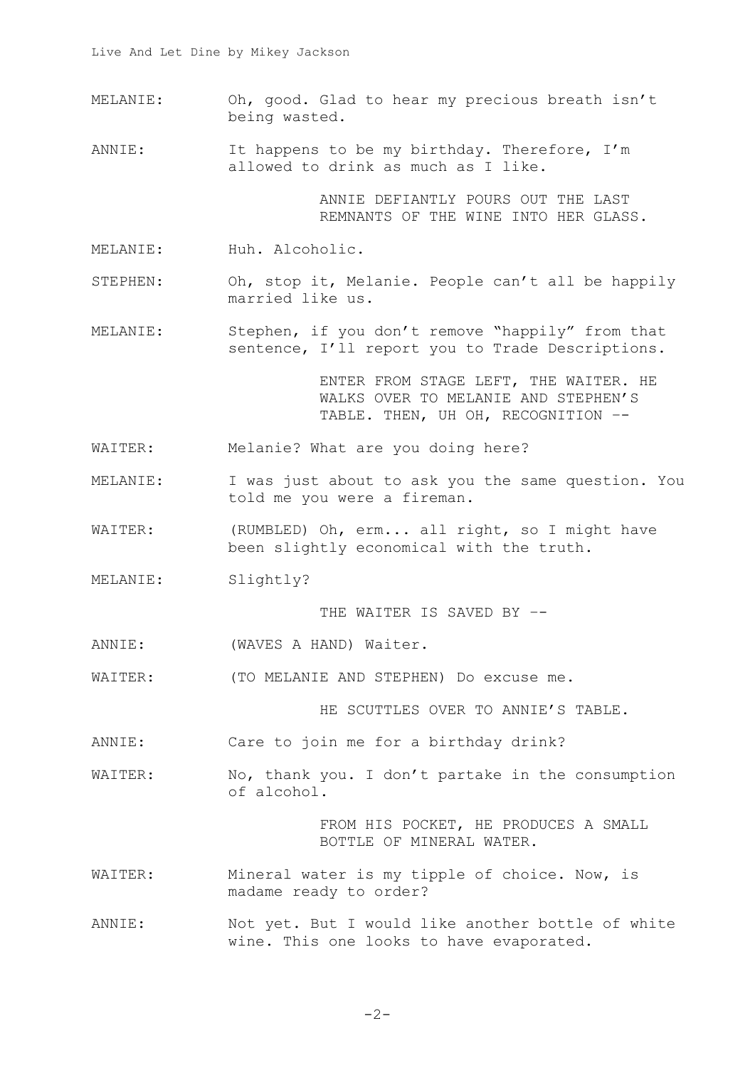MELANIE: Oh, good. Glad to hear my precious breath isn't being wasted.

ANNIE: It happens to be my birthday. Therefore, I'm allowed to drink as much as I like.

ANNIE DEFIANTLY POURS OUT THE LAST REMNANTS OF THE WINE INTO HER GLASS.

MELANIE: Huh. Alcoholic.

STEPHEN: Oh, stop it, Melanie. People can't all be happily married like us.

MELANIE: Stephen, if you don't remove "happily" from that sentence, I'll report you to Trade Descriptions.

ENTER FROM STAGE LEFT, THE WAITER. HE WALKS OVER TO MELANIE AND STEPHEN'S TABLE. THEN, UH OH, RECOGNITION --

WAITER: Melanie? What are you doing here?

MELANIE: I was just about to ask you the same question. You told me you were a fireman.

WAITER: (RUMBLED) Oh, erm... all right, so I might have been slightly economical with the truth.

MELANIE: Slightly?

THE WAITER IS SAVED BY --

ANNIE: (WAVES A HAND) Waiter.

WAITER: (TO MELANIE AND STEPHEN) Do excuse me.

HE SCUTTLES OVER TO ANNIE'S TABLE.

ANNIE: Care to join me for a birthday drink?

WAITER: No, thank you. I don't partake in the consumption of alcohol.

FROM HIS POCKET, HE PRODUCES A SMALL BOTTLE OF MINERAL WATER.

WAITER: Mineral water is my tipple of choice. Now, is madame ready to order?

ANNIE: Not yet. But I would like another bottle of white wine. This one looks to have evaporated.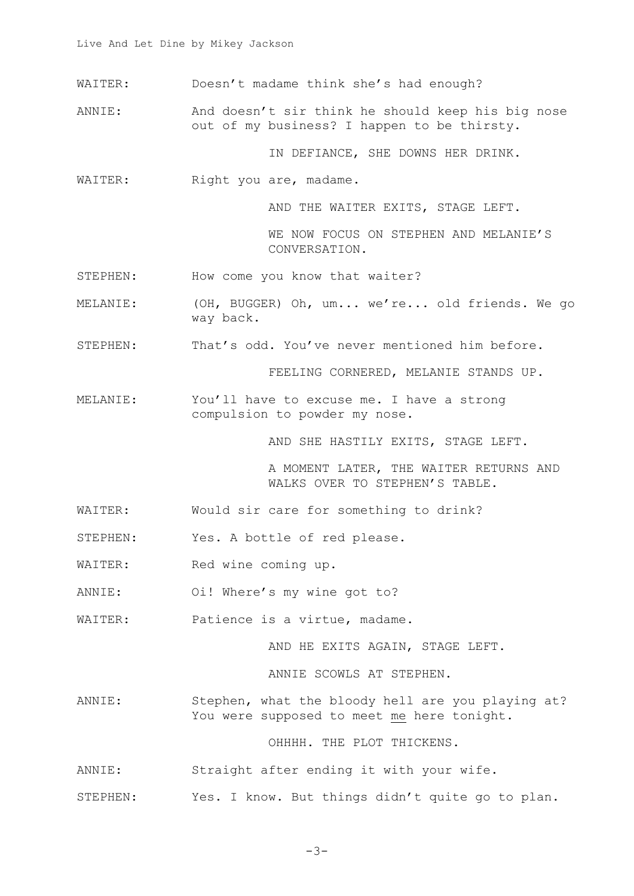WAITER: Doesn't madame think she's had enough?

ANNIE: And doesn't sir think he should keep his big nose out of my business? I happen to be thirsty.

IN DEFIANCE, SHE DOWNS HER DRINK.

WAITER: Right you are, madame.

AND THE WAITER EXITS, STAGE LEFT.

WE NOW FOCUS ON STEPHEN AND MELANIE'S CONVERSATION.

STEPHEN: How come you know that waiter?

MELANIE: (OH, BUGGER) Oh, um... we're... old friends. We go way back.

STEPHEN: That's odd. You've never mentioned him before.

FEELING CORNERED, MELANIE STANDS UP.

MELANIE: You'll have to excuse me. I have a strong compulsion to powder my nose.

AND SHE HASTILY EXITS, STAGE LEFT.

A MOMENT LATER, THE WAITER RETURNS AND WALKS OVER TO STEPHEN'S TABLE.

WAITER: Would sir care for something to drink?

STEPHEN: Yes. A bottle of red please.

WAITER: Red wine coming up.

ANNIE: Oi! Where's my wine got to?

WAITER: Patience is a virtue, madame.

AND HE EXITS AGAIN, STAGE LEFT.

ANNIE SCOWLS AT STEPHEN.

ANNIE: Stephen, what the bloody hell are you playing at? You were supposed to meet <u>me</u> here tonight.

OHHHH. THE PLOT THICKENS.

ANNIE: Straight after ending it with your wife.

STEPHEN: Yes. I know. But things didn't quite go to plan.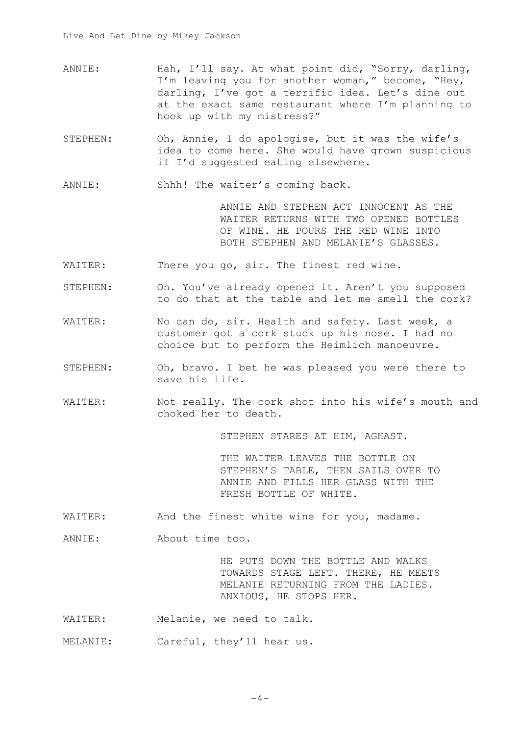ANNIE: Hah, I'll say. At what point did, "Sorry, darling, I'm leaving you for another woman," become, "Hey, darling, I've got a terrific idea. Let's dine out at the exact same restaurant where I'm planning to hook up with my mistress?"

STEPHEN: Oh, Annie, I do apologise, but it was the wife's idea to come here. She would have grown suspicious if I'd suggested eating elsewhere.

ANNIE: Shhh! The waiter's coming back.

ANNIE AND STEPHEN ACT INNOCENT AS THE WAITER RETURNS WITH TWO OPENED BOTTLES OF WINE. HE POURS THE RED WINE INTO BOTH STEPHEN AND MELANIE'S GLASSES.

WAITER: There you go, sir. The finest red wine.

STEPHEN: Oh. You've already opened it. Aren't you supposed to do that at the table and let me smell the cork?

WAITER: No can do, sir. Health and safety. Last week, a customer got a cork stuck up his nose. I had no choice but to perform the Heimlich manoeuvre.

STEPHEN: Oh, bravo. I bet he was pleased you were there to save his life.

WAITER: Not really. The cork shot into his wife's mouth and choked her to death.

STEPHEN STARES AT HIM, AGHAST.

THE WAITER LEAVES THE BOTTLE ON STEPHEN'S TABLE, THEN SAILS OVER TO ANNIE AND FILLS HER GLASS WITH THE FRESH BOTTLE OF WHITE.

WAITER: And the finest white wine for you, madame.

ANNIE: About time too.

HE PUTS DOWN THE BOTTLE AND WALKS TOWARDS STAGE LEFT. THERE, HE MEETS MELANIE RETURNING FROM THE LADIES. ANXIOUS, HE STOPS HER.

WAITER: Melanie, we need to talk.

MELANIE: Careful, they'll hear us.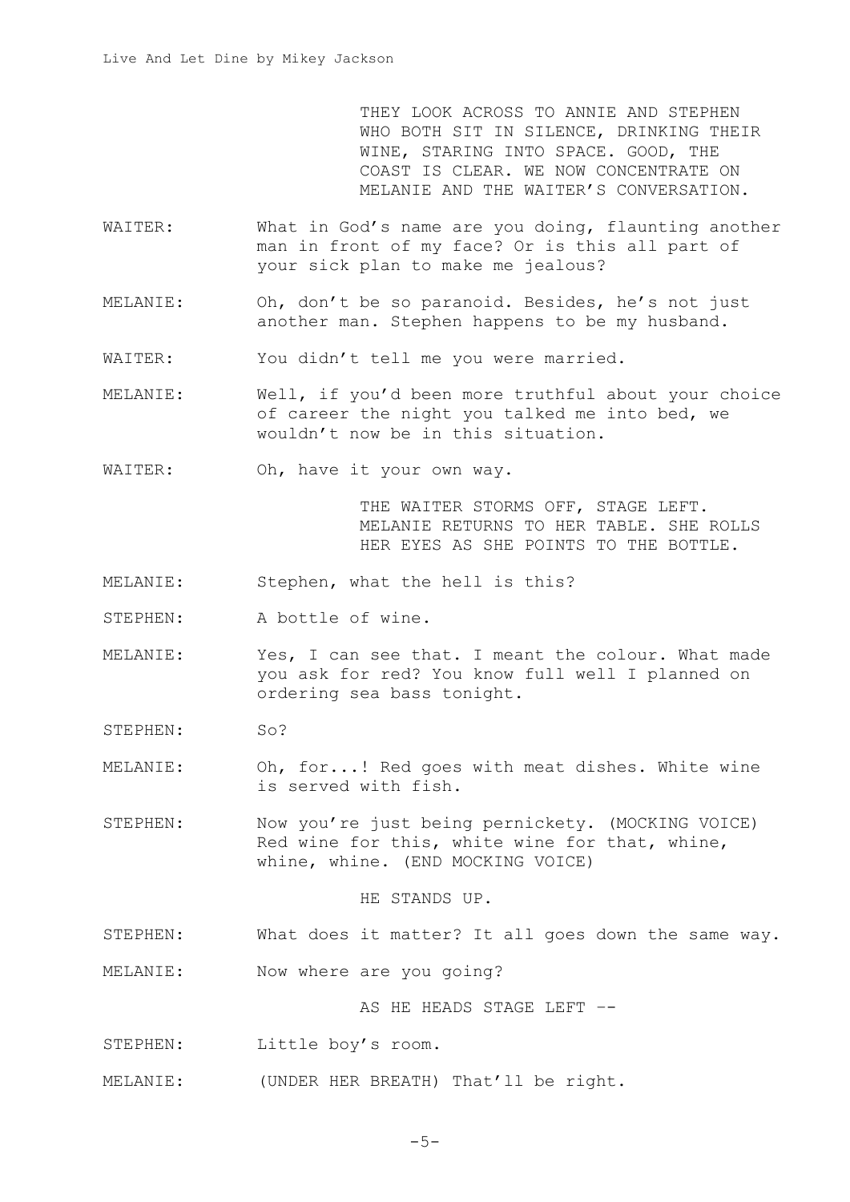THEY LOOK ACROSS TO ANNIE AND STEPHEN WHO BOTH SIT IN SILENCE, DRINKING THEIR WINE, STARING INTO SPACE. GOOD, THE COAST IS CLEAR. WE NOW CONCENTRATE ON MELANIE AND THE WAITER'S CONVERSATION.

WAITER: What in God's name are you doing, flaunting another man in front of my face? Or is this all part of your sick plan to make me jealous?

MELANIE: Oh, don't be so paranoid. Besides, he's not just another man. Stephen happens to be my husband.

WAITER: You didn't tell me you were married.

MELANIE: Well, if you'd been more truthful about your choice of career the night you talked me into bed, we wouldn't now be in this situation.

WAITER: Oh, have it your own way.

THE WAITER STORMS OFF, STAGE LEFT. MELANIE RETURNS TO HER TABLE. SHE ROLLS HER EYES AS SHE POINTS TO THE BOTTLE.

MELANIE: Stephen, what the hell is this?

STEPHEN: A bottle of wine.

MELANIE: Yes, I can see that. I meant the colour. What made you ask for red? You know full well I planned on ordering sea bass tonight.

STEPHEN: So?

MELANIE: Oh, for...! Red goes with meat dishes. White wine is served with fish.

STEPHEN: Now you're just being pernickety. (MOCKING VOICE) Red wine for this, white wine for that, whine, whine, whine. (END MOCKING VOICE)

HE STANDS UP.

STEPHEN: What does it matter? It all goes down the same way.

MELANIE: Now where are you going?

AS HE HEADS STAGE LEFT --

STEPHEN: Little boy's room.

MELANIE: (UNDER HER BREATH) That'll be right.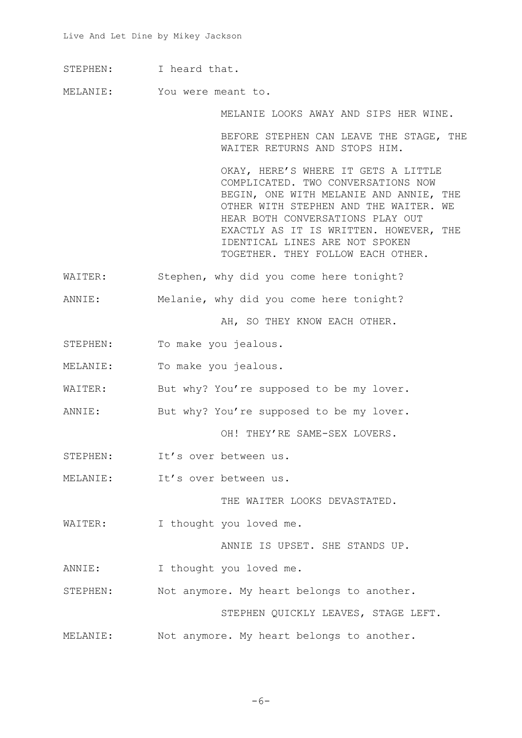STEPHEN: I heard that.

MELANIE: You were meant to.

MELANIE LOOKS AWAY AND SIPS HER WINE.

BEFORE STEPHEN CAN LEAVE THE STAGE, THE WAITER RETURNS AND STOPS HIM.

OKAY, HERE'S WHERE IT GETS A LITTLE COMPLICATED. TWO CONVERSATIONS NOW BEGIN, ONE WITH MELANIE AND ANNIE, THE OTHER WITH STEPHEN AND THE WAITER. WE HEAR BOTH CONVERSATIONS PLAY OUT EXACTLY AS IT IS WRITTEN. HOWEVER, THE IDENTICAL LINES ARE NOT SPOKEN TOGETHER. THEY FOLLOW EACH OTHER.

WAITER: Stephen, why did you come here tonight?

ANNIE: Melanie, why did you come here tonight?

AH, SO THEY KNOW EACH OTHER.

STEPHEN: To make you jealous.

MELANIE: To make you jealous.

WAITER: But why? You're supposed to be my lover.

ANNIE: But why? You're supposed to be my lover.

OH! THEY'RE SAME-SEX LOVERS.

STEPHEN: It's over between us.

MELANIE: It's over between us.

THE WAITER LOOKS DEVASTATED.

WAITER: I thought you loved me.

ANNIE IS UPSET. SHE STANDS UP.

ANNIE: I thought you loved me.

STEPHEN: Not anymore. My heart belongs to another.

STEPHEN QUICKLY LEAVES, STAGE LEFT.

MELANIE: Not anymore. My heart belongs to another.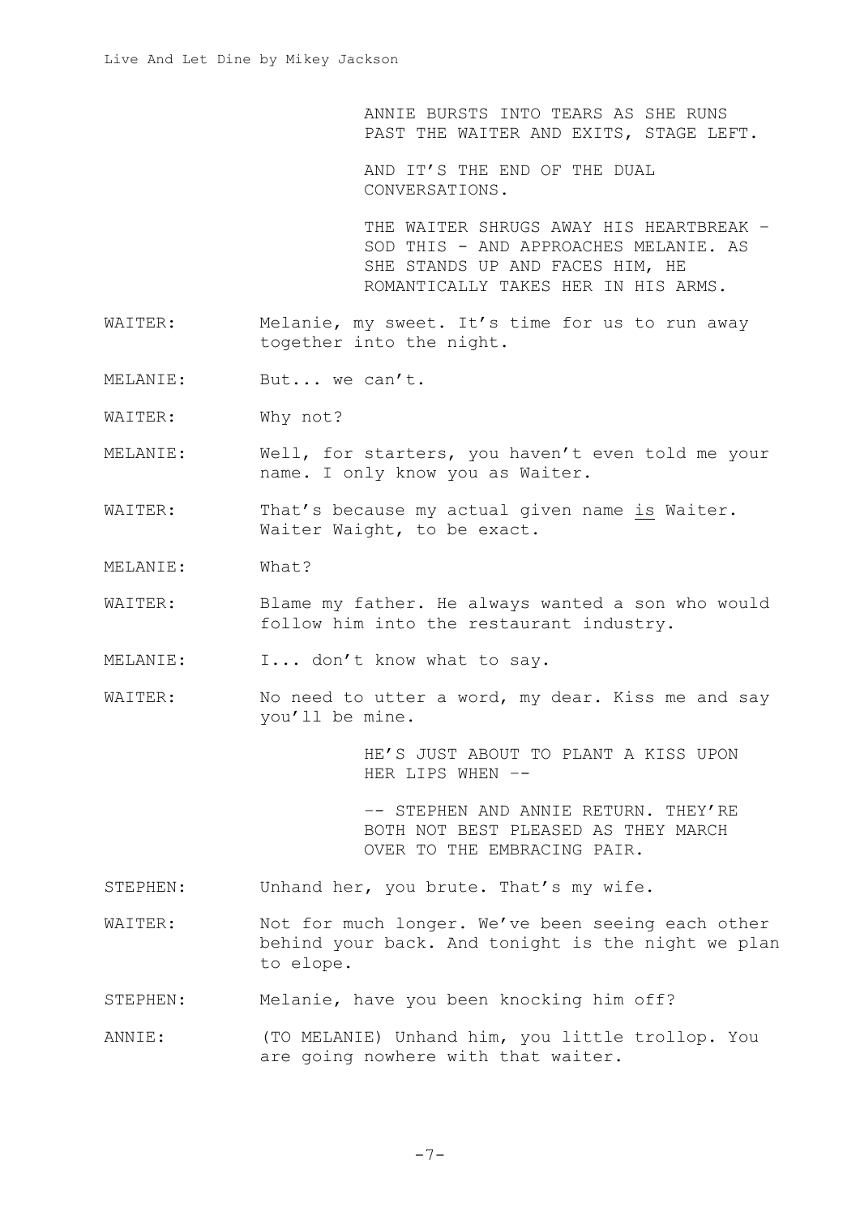ANNIE BURSTS INTO TEARS AS SHE RUNS PAST THE WAITER AND EXITS, STAGE LEFT.

AND IT'S THE END OF THE DUAL CONVERSATIONS.

THE WAITER SHRUGS AWAY HIS HEARTBREAK – SOD THIS - AND APPROACHES MELANIE. AS SHE STANDS UP AND FACES HIM, HE ROMANTICALLY TAKES HER IN HIS ARMS.

WAITER: Melanie, my sweet. It's time for us to run away together into the night.

MELANIE: But... we can't.

WAITER: Why not?

MELANIE: Well, for starters, you haven't even told me your name. I only know you as Waiter.

WAITER: That's because my actual given name <u>is</u> Waiter. Waiter Waight, to be exact.

MELANIE: What?

WAITER: Blame my father. He always wanted a son who would follow him into the restaurant industry.

MELANIE: I... don't know what to say.

WAITER: No need to utter a word, my dear. Kiss me and say you'll be mine.

HE'S JUST ABOUT TO PLANT A KISS UPON HER LIPS WHEN --

-- STEPHEN AND ANNIE RETURN. THEY'RE BOTH NOT BEST PLEASED AS THEY MARCH OVER TO THE EMBRACING PAIR.

STEPHEN: Unhand her, you brute. That's my wife.

WAITER: Not for much longer. We've been seeing each other behind your back. And tonight is the night we plan to elope.

STEPHEN: Melanie, have you been knocking him off?

ANNIE: (TO MELANIE) Unhand him, you little trollop. You are going nowhere with that waiter.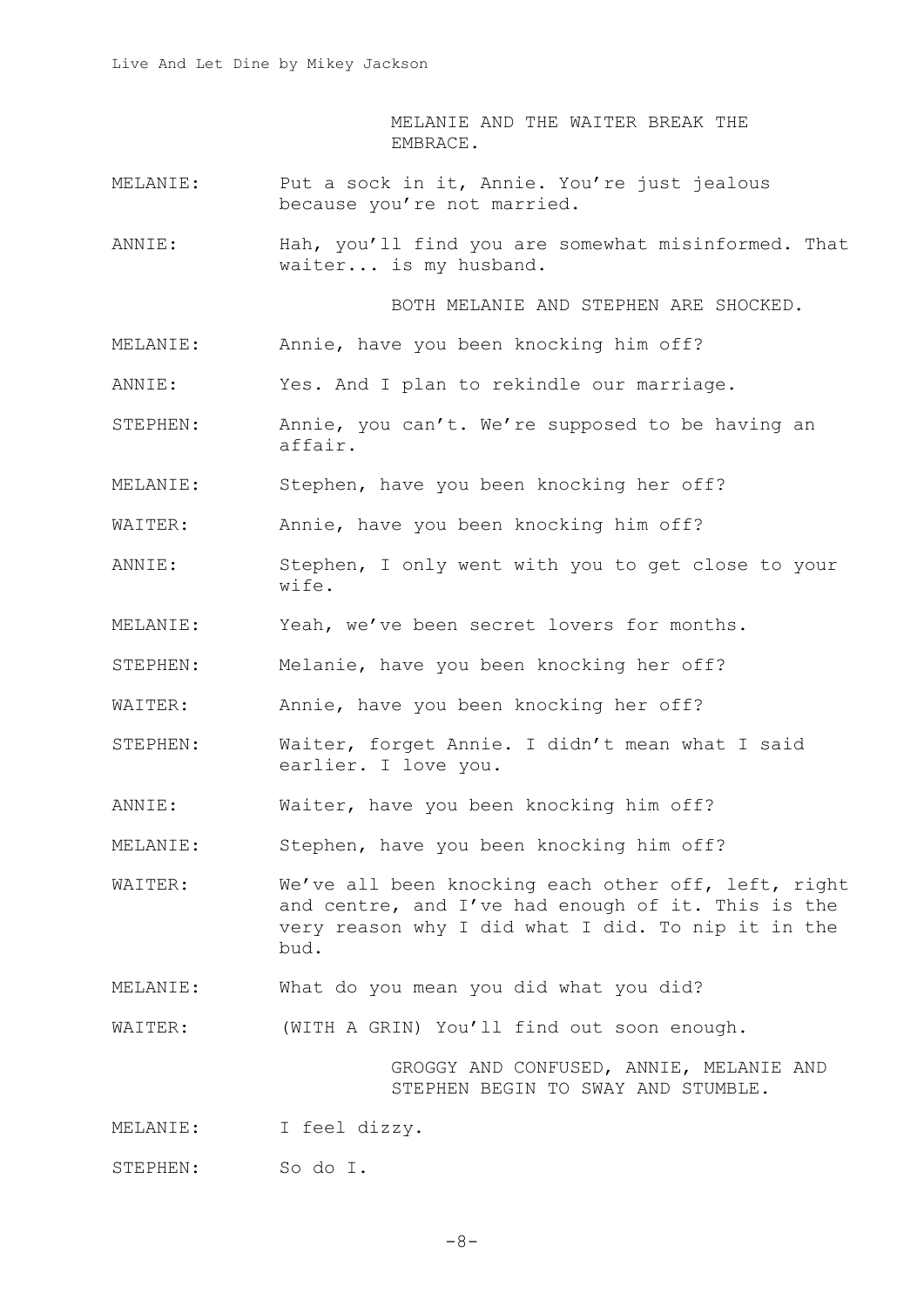MELANIE AND THE WAITER BREAK THE EMBRACE.

**MELANIE:** Put a sock in it, Annie. You're just jealous because you're not married.

**ANNIE:** Hah, you'll find you are somewhat misinformed. That waiter... is my husband.

BOTH MELANIE AND STEPHEN ARE SHOCKED.

**MELANIE:** Annie, have you been knocking him off?

**ANNIE:** Yes. And I plan to rekindle our marriage.

**STEPHEN:** Annie, you can't. We're supposed to be having an affair.

**MELANIE:** Stephen, have you been knocking her off?

**WAITER:** Annie, have you been knocking him off?

**ANNIE:** Stephen, I only went with you to get close to your wife.

**MELANIE:** Yeah, we've been secret lovers for months.

**STEPHEN:** Melanie, have you been knocking her off?

**WAITER:** Annie, have you been knocking her off?

**STEPHEN:** Waiter, forget Annie. I didn't mean what I said earlier. I love you.

**ANNIE:** Waiter, have you been knocking him off?

**MELANIE:** Stephen, have you been knocking him off?

**WAITER:** We've all been knocking each other off, left, right and centre, and I've had enough of it. This is the very reason why I did what I did. To nip it in the bud.

**MELANIE:** What do you mean you did what you did?

**WAITER:** (WITH A GRIN) You'll find out soon enough.

GROGGY AND CONFUSED, ANNIE, MELANIE AND STEPHEN BEGIN TO SWAY AND STUMBLE.

**MELANIE:** I feel dizzy.

**STEPHEN:** So do I.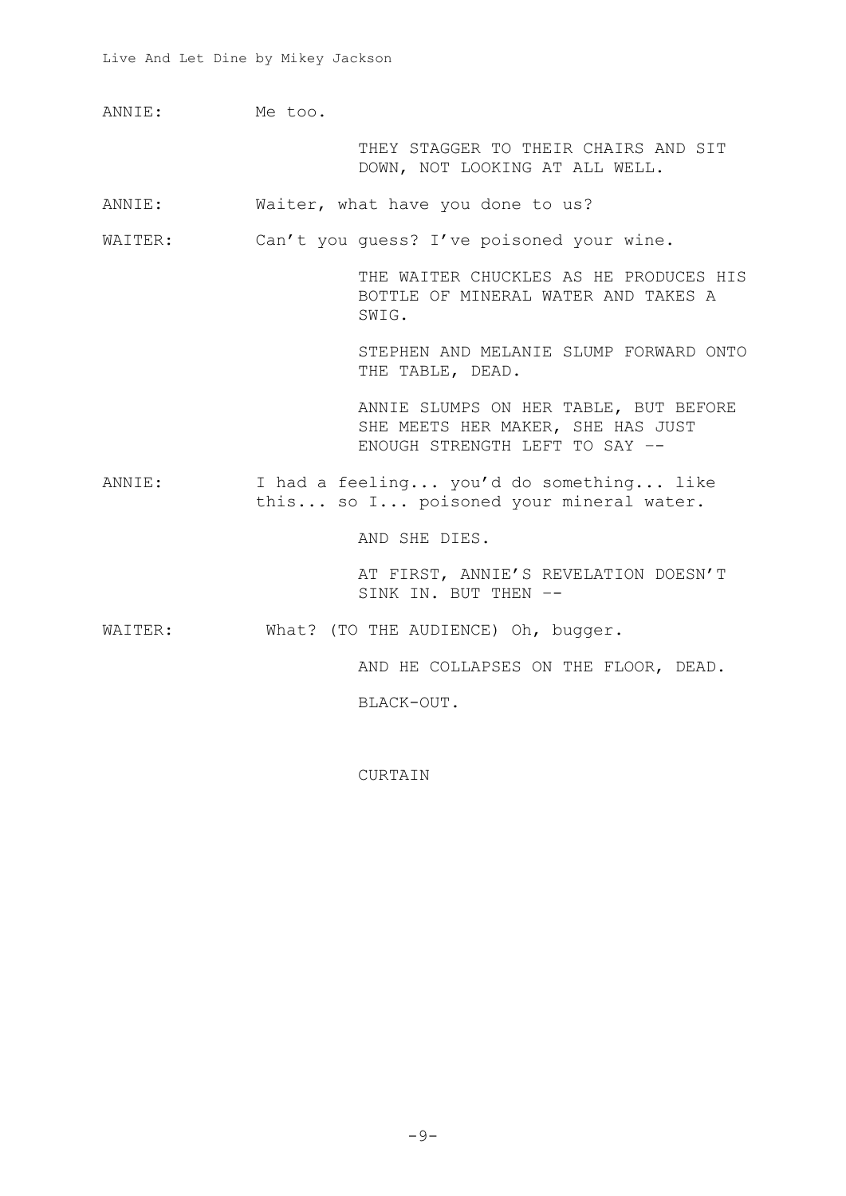ANNIE: Me too.

THEY STAGGER TO THEIR CHAIRS AND SIT DOWN, NOT LOOKING AT ALL WELL.

ANNIE: Waiter, what have you done to us?

WAITER: Can't you guess? I've poisoned your wine.

THE WAITER CHUCKLES AS HE PRODUCES HIS BOTTLE OF MINERAL WATER AND TAKES A SWIG.

STEPHEN AND MELANIE SLUMP FORWARD ONTO THE TABLE, DEAD.

ANNIE SLUMPS ON HER TABLE, BUT BEFORE SHE MEETS HER MAKER, SHE HAS JUST ENOUGH STRENGTH LEFT TO SAY --

ANNIE: I had a feeling... you'd do something... like this... so I... poisoned your mineral water.

AND SHE DIES.

AT FIRST, ANNIE'S REVELATION DOESN'T SINK IN. BUT THEN --

WAITER: What? (TO THE AUDIENCE) Oh, bugger.

AND HE COLLAPSES ON THE FLOOR, DEAD.

BLACK-OUT.

CURTAIN